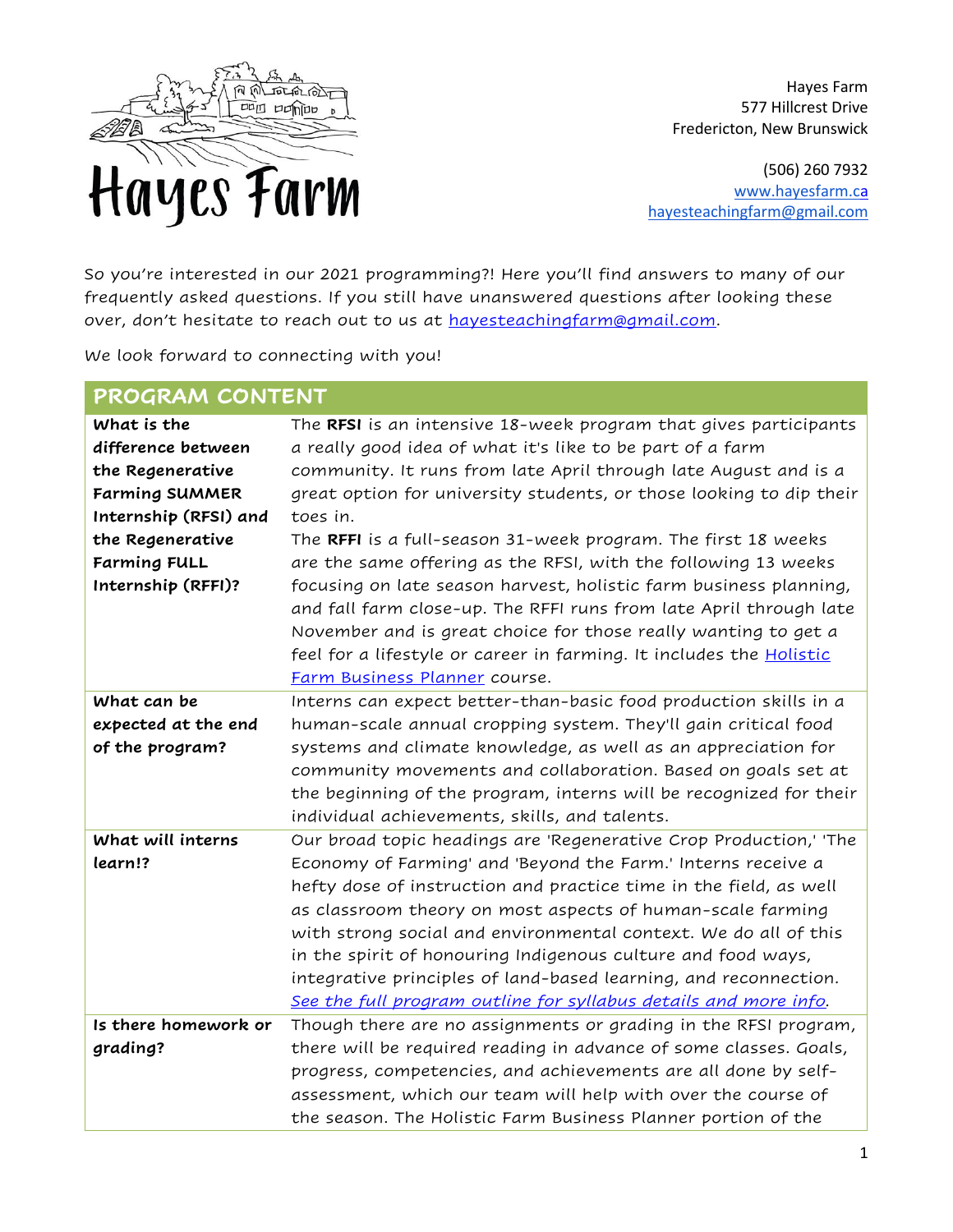# Hayes Farm

Hayes Farm
577 Hillcrest Drive
Fredericton, New Brunswick

(506) 260 7932
[www.hayesfarm.ca](http://www.hayesfarm.ca)
[hayesteachingfarm@gmail.com](mailto:hayesteachingfarm@gmail.com)

So you're interested in our 2021 programming?! Here you'll find answers to many of our frequently asked questions. If you still have unanswered questions after looking these over, don't hesitate to reach out to us at [hayesteachingfarm@gmail.com](mailto:hayesteachingfarm@gmail.com).

We look forward to connecting with you!

## PROGRAM CONTENT

| | |
|---|---|
| **What is the difference between the Regenerative Farming SUMMER Internship (RFSI) and the Regenerative Farming FULL Internship (RFFI)?** | The **RFSI** is an intensive 18-week program that gives participants a really good idea of what it's like to be part of a farm community. It runs from late April through late August and is a great option for university students, or those looking to dip their toes in. The **RFFI** is a full-season 31-week program. The first 18 weeks are the same offering as the RFSI, with the following 13 weeks focusing on late season harvest, holistic farm business planning, and fall farm close-up. The RFFI runs from late April through late November and is great choice for those really wanting to get a feel for a lifestyle or career in farming. It includes the [Holistic Farm Business Planner]() course. |
| **What can be expected at the end of the program?** | Interns can expect better-than-basic food production skills in a human-scale annual cropping system. They'll gain critical food systems and climate knowledge, as well as an appreciation for community movements and collaboration. Based on goals set at the beginning of the program, interns will be recognized for their individual achievements, skills, and talents. |
| **What will interns learn!?** | Our broad topic headings are 'Regenerative Crop Production,' 'The Economy of Farming' and 'Beyond the Farm.' Interns receive a hefty dose of instruction and practice time in the field, as well as classroom theory on most aspects of human-scale farming with strong social and environmental context. We do all of this in the spirit of honouring Indigenous culture and food ways, integrative principles of land-based learning, and reconnection. *[See the full program outline for syllabus details and more info]().* |
| **Is there homework or grading?** | Though there are no assignments or grading in the RFSI program, there will be required reading in advance of some classes. Goals, progress, competencies, and achievements are all done by self-assessment, which our team will help with over the course of the season. The Holistic Farm Business Planner portion of the |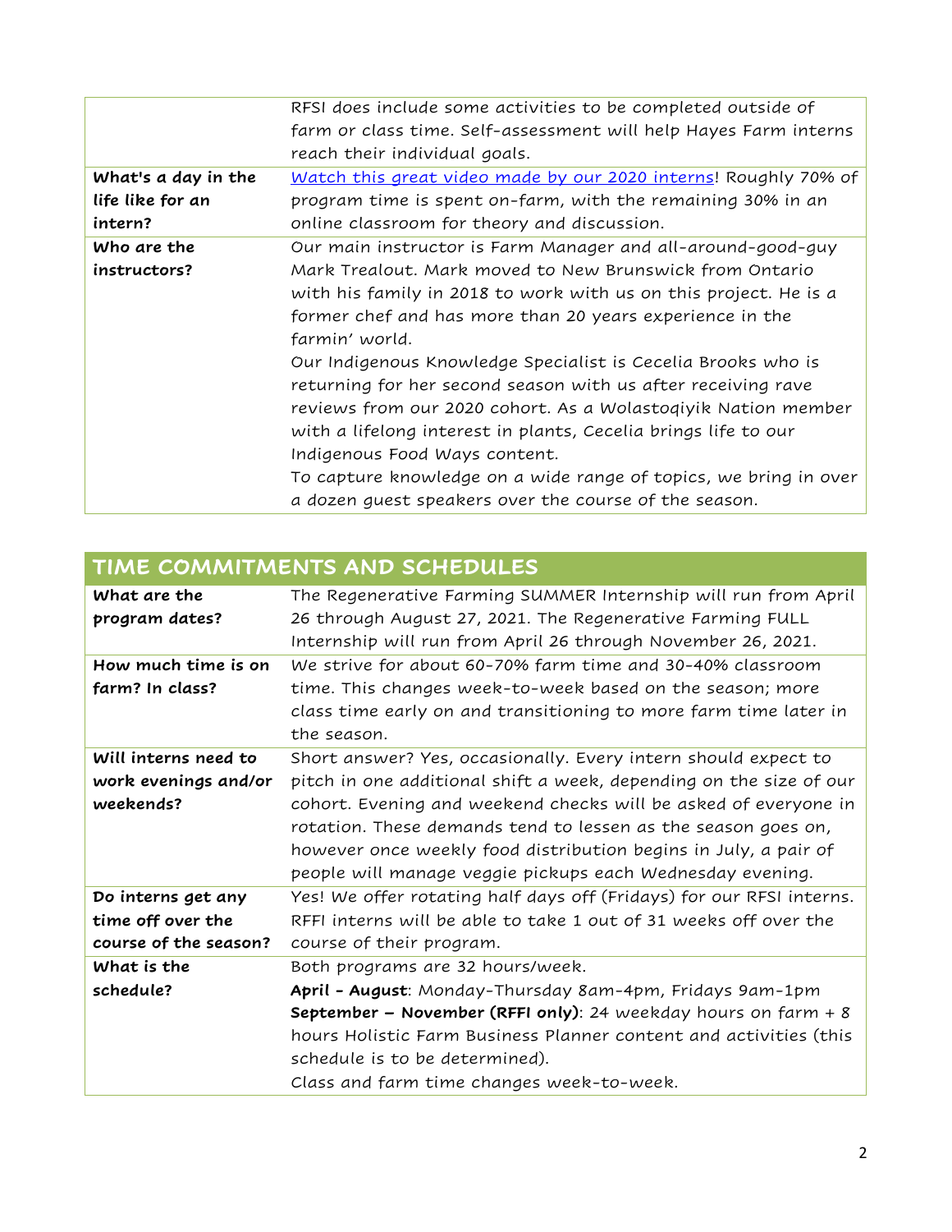| | |
|---|---|
| | RFSI does include some activities to be completed outside of farm or class time. Self-assessment will help Hayes Farm interns reach their individual goals. |
| **What's a day in the life like for an intern?** | Watch this great video made by our 2020 interns! Roughly 70% of program time is spent on-farm, with the remaining 30% in an online classroom for theory and discussion. |
| **Who are the instructors?** | Our main instructor is Farm Manager and all-around-good-guy Mark Trealout. Mark moved to New Brunswick from Ontario with his family in 2018 to work with us on this project. He is a former chef and has more than 20 years experience in the farmin' world.<br>Our Indigenous Knowledge Specialist is Cecelia Brooks who is returning for her second season with us after receiving rave reviews from our 2020 cohort. As a Wolastoqiyik Nation member with a lifelong interest in plants, Cecelia brings life to our Indigenous Food Ways content.<br>To capture knowledge on a wide range of topics, we bring in over a dozen guest speakers over the course of the season. |

## TIME COMMITMENTS AND SCHEDULES

| | |
|---|---|
| **What are the program dates?** | The Regenerative Farming SUMMER Internship will run from April 26 through August 27, 2021. The Regenerative Farming FULL Internship will run from April 26 through November 26, 2021. |
| **How much time is on farm? In class?** | We strive for about 60-70% farm time and 30-40% classroom time. This changes week-to-week based on the season; more class time early on and transitioning to more farm time later in the season. |
| **Will interns need to work evenings and/or weekends?** | Short answer? Yes, occasionally. Every intern should expect to pitch in one additional shift a week, depending on the size of our cohort. Evening and weekend checks will be asked of everyone in rotation. These demands tend to lessen as the season goes on, however once weekly food distribution begins in July, a pair of people will manage veggie pickups each Wednesday evening. |
| **Do interns get any time off over the course of the season?** | Yes! We offer rotating half days off (Fridays) for our RFSI interns. RFFI interns will be able to take 1 out of 31 weeks off over the course of their program. |
| **What is the schedule?** | Both programs are 32 hours/week.<br>**April - August**: Monday-Thursday 8am-4pm, Fridays 9am-1pm<br>**September – November (RFFI only)**: 24 weekday hours on farm + 8 hours Holistic Farm Business Planner content and activities (this schedule is to be determined).<br>Class and farm time changes week-to-week. |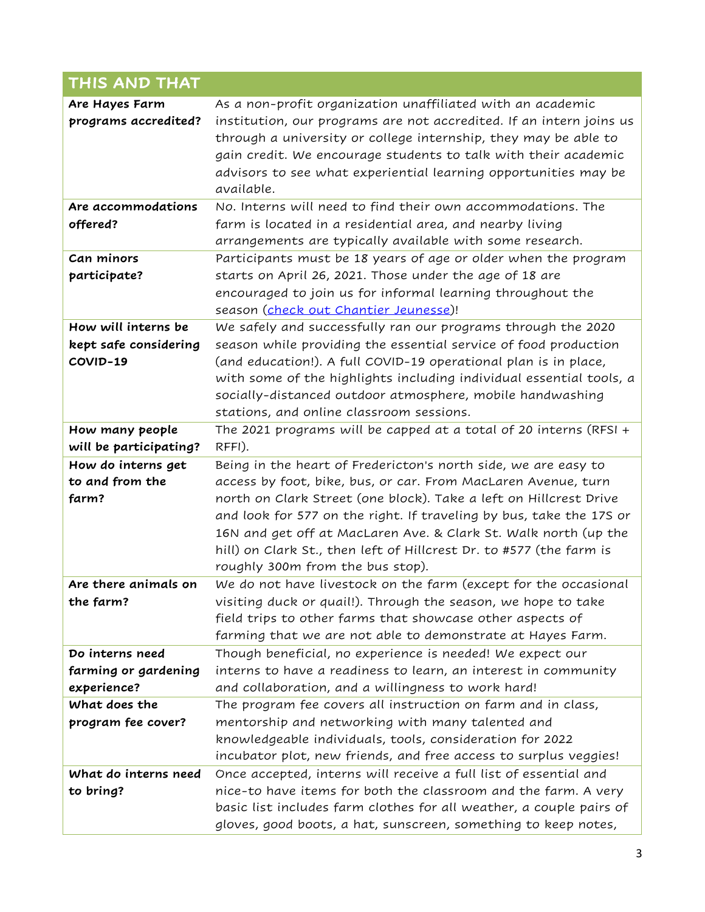| THIS AND THAT | |
|---|---|
| **Are Hayes Farm programs accredited?** | As a non-profit organization unaffiliated with an academic institution, our programs are not accredited. If an intern joins us through a university or college internship, they may be able to gain credit. We encourage students to talk with their academic advisors to see what experiential learning opportunities may be available. |
| **Are accommodations offered?** | No. Interns will need to find their own accommodations. The farm is located in a residential area, and nearby living arrangements are typically available with some research. |
| **Can minors participate?** | Participants must be 18 years of age or older when the program starts on April 26, 2021. Those under the age of 18 are encouraged to join us for informal learning throughout the season (check out Chantier Jeunesse)! |
| **How will interns be kept safe considering COVID-19** | We safely and successfully ran our programs through the 2020 season while providing the essential service of food production (and education!). A full COVID-19 operational plan is in place, with some of the highlights including individual essential tools, a socially-distanced outdoor atmosphere, mobile handwashing stations, and online classroom sessions. |
| **How many people will be participating?** | The 2021 programs will be capped at a total of 20 interns (RFSI + RFFI). |
| **How do interns get to and from the farm?** | Being in the heart of Fredericton's north side, we are easy to access by foot, bike, bus, or car. From MacLaren Avenue, turn north on Clark Street (one block). Take a left on Hillcrest Drive and look for 577 on the right. If traveling by bus, take the 17S or 16N and get off at MacLaren Ave. & Clark St. Walk north (up the hill) on Clark St., then left of Hillcrest Dr. to #577 (the farm is roughly 300m from the bus stop). |
| **Are there animals on the farm?** | We do not have livestock on the farm (except for the occasional visiting duck or quail!). Through the season, we hope to take field trips to other farms that showcase other aspects of farming that we are not able to demonstrate at Hayes Farm. |
| **Do interns need farming or gardening experience?** | Though beneficial, no experience is needed! We expect our interns to have a readiness to learn, an interest in community and collaboration, and a willingness to work hard! |
| **What does the program fee cover?** | The program fee covers all instruction on farm and in class, mentorship and networking with many talented and knowledgeable individuals, tools, consideration for 2022 incubator plot, new friends, and free access to surplus veggies! |
| **What do interns need to bring?** | Once accepted, interns will receive a full list of essential and nice-to have items for both the classroom and the farm. A very basic list includes farm clothes for all weather, a couple pairs of gloves, good boots, a hat, sunscreen, something to keep notes, |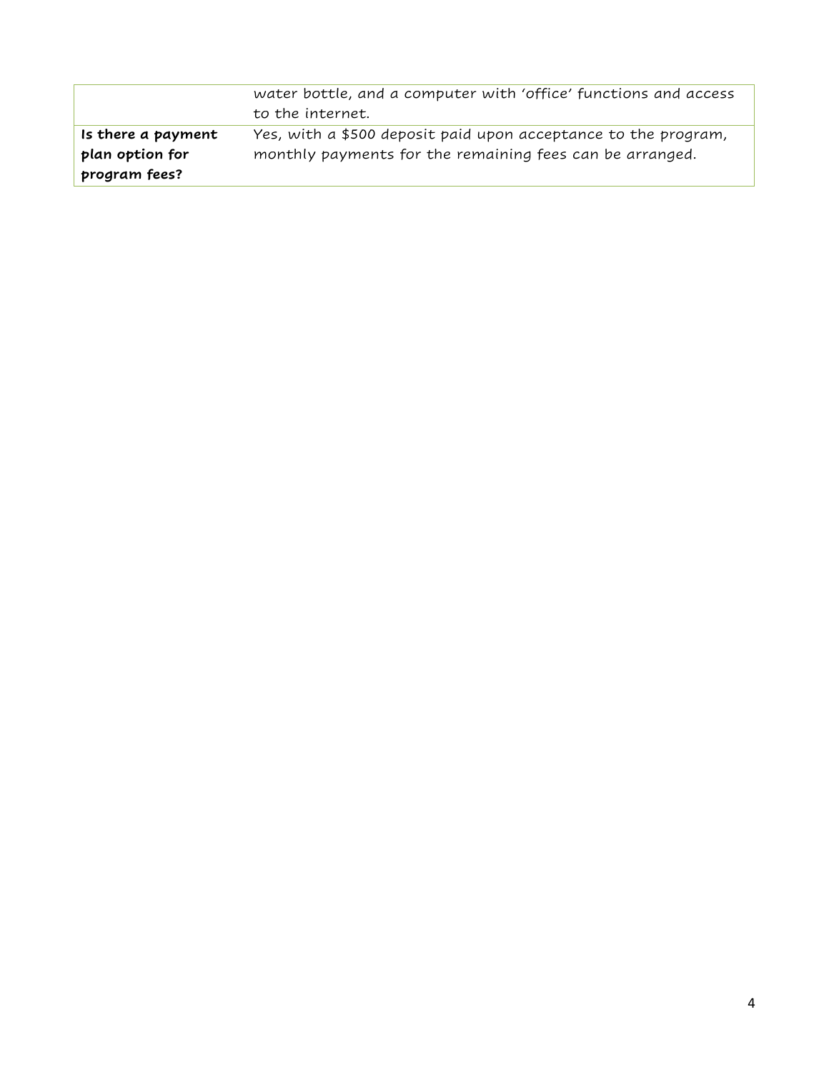| | |
|---|---|
| | water bottle, and a computer with 'office' functions and access to the internet. |
| **Is there a payment plan option for program fees?** | Yes, with a $500 deposit paid upon acceptance to the program, monthly payments for the remaining fees can be arranged. |